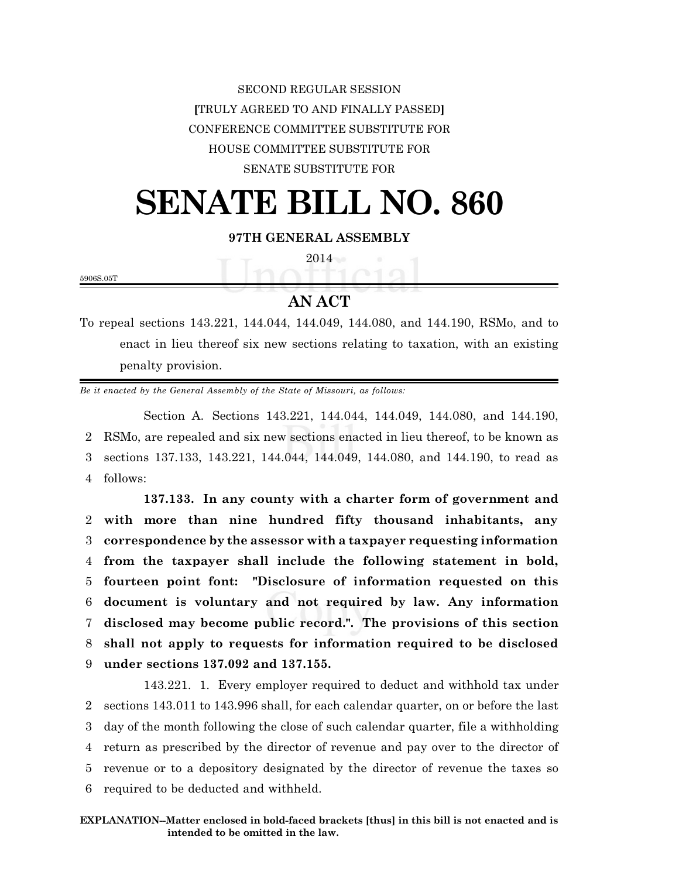SECOND REGULAR SESSION

**[**TRULY AGREED TO AND FINALLY PASSED**]**

CONFERENCE COMMITTEE SUBSTITUTE FOR

HOUSE COMMITTEE SUBSTITUTE FOR

SENATE SUBSTITUTE FOR

# SENATE BILL NO. 860

**97TH GENERAL ASSEMBLY**

2014

5906S.05T

## AN ACT

To repeal sections 143.221, 144.044, 144.049, 144.080, and 144.190, RSMo, and to enact in lieu thereof six new sections relating to taxation, with an existing penalty provision.

*Be it enacted by the General Assembly of the State of Missouri, as follows:*

Section A. Sections 143.221, 144.044, 144.049, 144.080, and 144.190, RSMo, are repealed and six new sections enacted in lieu thereof, to be known as sections 137.133, 143.221, 144.044, 144.049, 144.080, and 144.190, to read as follows:

**137.133. In any county with a charter form of government and with more than nine hundred fifty thousand inhabitants, any correspondence by the assessor with a taxpayer requesting information from the taxpayer shall include the following statement in bold, fourteen point font: "Disclosure of information requested on this document is voluntary and not required by law. Any information disclosed may become public record.". The provisions of this section shall not apply to requests for information required to be disclosed under sections 137.092 and 137.155.**

143.221. 1. Every employer required to deduct and withhold tax under sections 143.011 to 143.996 shall, for each calendar quarter, on or before the last day of the month following the close of such calendar quarter, file a withholding return as prescribed by the director of revenue and pay over to the director of revenue or to a depository designated by the director of revenue the taxes so required to be deducted and withheld.

**EXPLANATION–Matter enclosed in bold-faced brackets [thus] in this bill is not enacted and is intended to be omitted in the law.**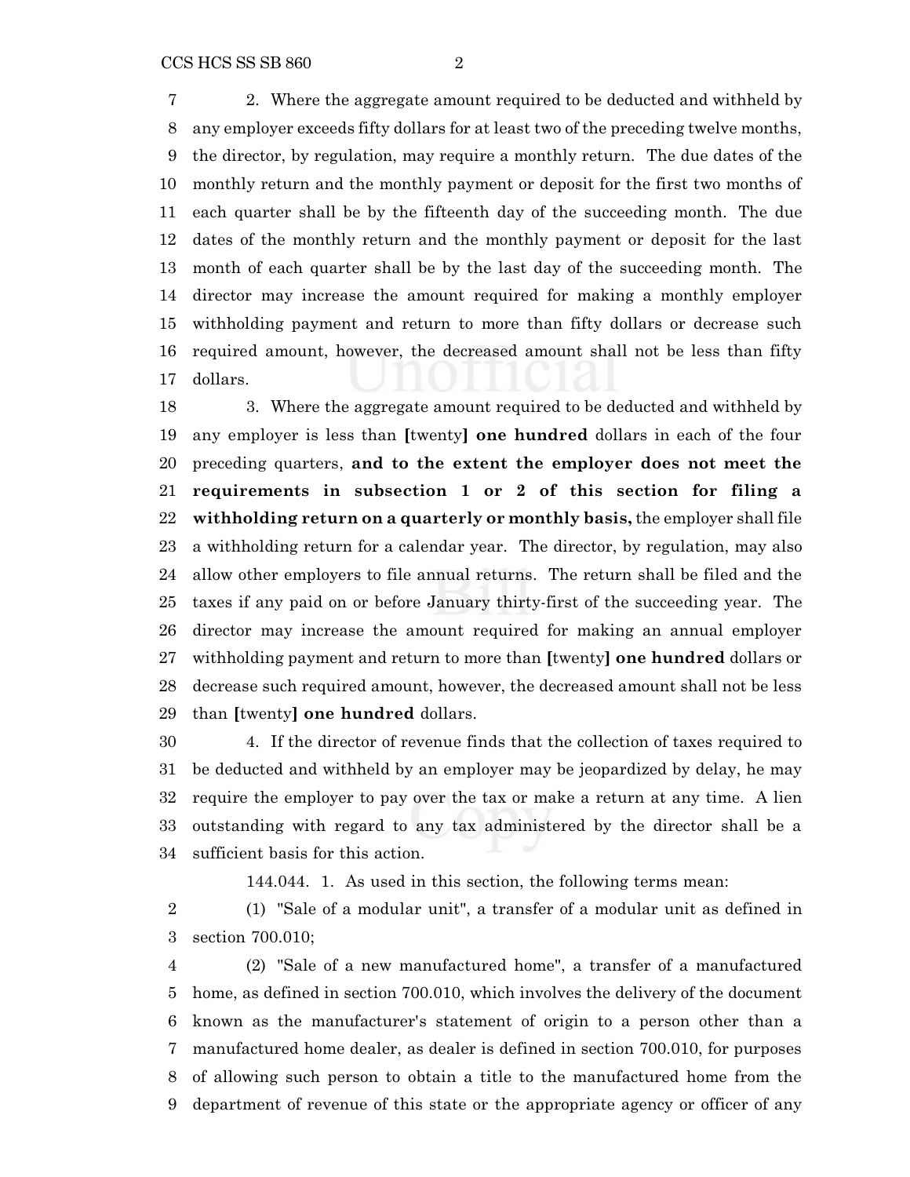2. Where the aggregate amount required to be deducted and withheld by any employer exceeds fifty dollars for at least two of the preceding twelve months, the director, by regulation, may require a monthly return. The due dates of the monthly return and the monthly payment or deposit for the first two months of each quarter shall be by the fifteenth day of the succeeding month. The due dates of the monthly return and the monthly payment or deposit for the last month of each quarter shall be by the last day of the succeeding month. The director may increase the amount required for making a monthly employer withholding payment and return to more than fifty dollars or decrease such required amount, however, the decreased amount shall not be less than fifty dollars.

3. Where the aggregate amount required to be deducted and withheld by any employer is less than **[**twenty**]** **one hundred** dollars in each of the four preceding quarters, **and to the extent the employer does not meet the requirements in subsection 1 or 2 of this section for filing a withholding return on a quarterly or monthly basis,** the employer shall file a withholding return for a calendar year. The director, by regulation, may also allow other employers to file annual returns. The return shall be filed and the taxes if any paid on or before January thirty-first of the succeeding year. The director may increase the amount required for making an annual employer withholding payment and return to more than **[**twenty**]** **one hundred** dollars or decrease such required amount, however, the decreased amount shall not be less than **[**twenty**]** **one hundred** dollars.

4. If the director of revenue finds that the collection of taxes required to be deducted and withheld by an employer may be jeopardized by delay, he may require the employer to pay over the tax or make a return at any time. A lien outstanding with regard to any tax administered by the director shall be a sufficient basis for this action.

144.044. 1. As used in this section, the following terms mean:

(1) "Sale of a modular unit", a transfer of a modular unit as defined in section 700.010;

(2) "Sale of a new manufactured home", a transfer of a manufactured home, as defined in section 700.010, which involves the delivery of the document known as the manufacturer's statement of origin to a person other than a manufactured home dealer, as dealer is defined in section 700.010, for purposes of allowing such person to obtain a title to the manufactured home from the department of revenue of this state or the appropriate agency or officer of any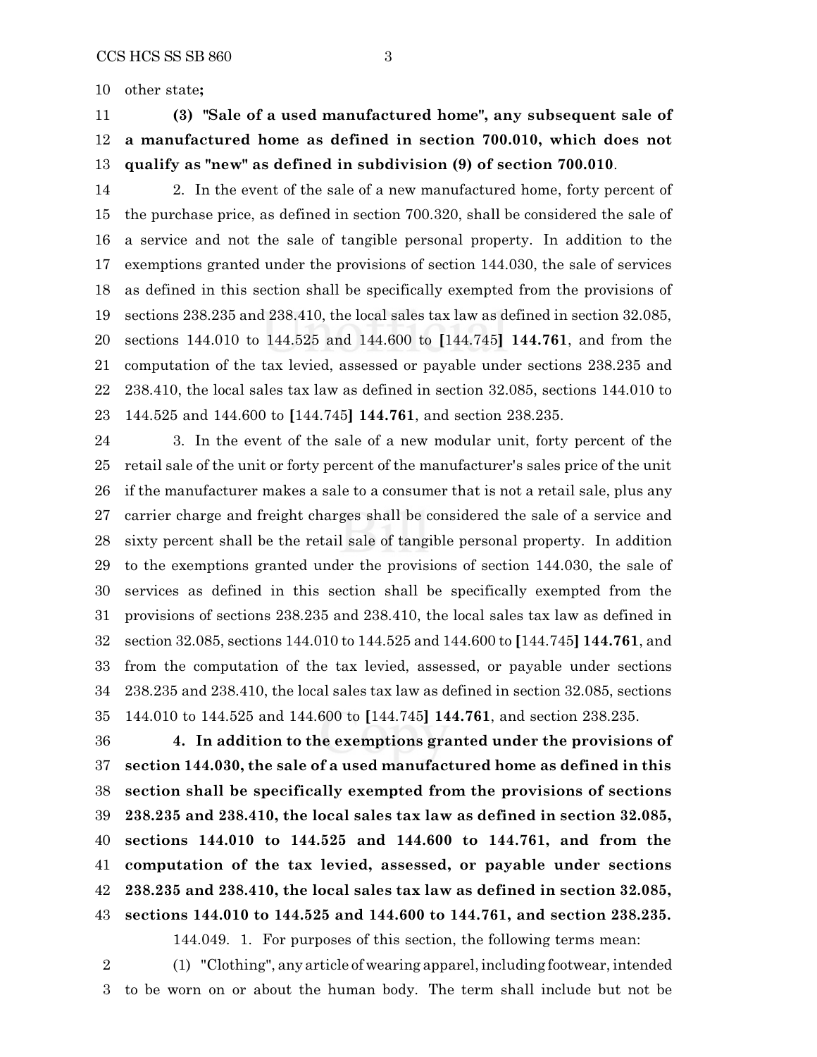other state**;**

**(3) "Sale of a used manufactured home", any subsequent sale of a manufactured home as defined in section 700.010, which does not qualify as "new" as defined in subdivision (9) of section 700.010**.

2. In the event of the sale of a new manufactured home, forty percent of the purchase price, as defined in section 700.320, shall be considered the sale of a service and not the sale of tangible personal property. In addition to the exemptions granted under the provisions of section 144.030, the sale of services as defined in this section shall be specifically exempted from the provisions of sections 238.235 and 238.410, the local sales tax law as defined in section 32.085, sections 144.010 to 144.525 and 144.600 to **[**144.745**] 144.761**, and from the computation of the tax levied, assessed or payable under sections 238.235 and 238.410, the local sales tax law as defined in section 32.085, sections 144.010 to 144.525 and 144.600 to **[**144.745**] 144.761**, and section 238.235.

3. In the event of the sale of a new modular unit, forty percent of the retail sale of the unit or forty percent of the manufacturer's sales price of the unit if the manufacturer makes a sale to a consumer that is not a retail sale, plus any carrier charge and freight charges shall be considered the sale of a service and sixty percent shall be the retail sale of tangible personal property. In addition to the exemptions granted under the provisions of section 144.030, the sale of services as defined in this section shall be specifically exempted from the provisions of sections 238.235 and 238.410, the local sales tax law as defined in section 32.085, sections 144.010 to 144.525 and 144.600 to **[**144.745**] 144.761**, and from the computation of the tax levied, assessed, or payable under sections 238.235 and 238.410, the local sales tax law as defined in section 32.085, sections 144.010 to 144.525 and 144.600 to **[**144.745**] 144.761**, and section 238.235.

**4. In addition to the exemptions granted under the provisions of section 144.030, the sale of a used manufactured home as defined in this section shall be specifically exempted from the provisions of sections 238.235 and 238.410, the local sales tax law as defined in section 32.085, sections 144.010 to 144.525 and 144.600 to 144.761, and from the computation of the tax levied, assessed, or payable under sections 238.235 and 238.410, the local sales tax law as defined in section 32.085, sections 144.010 to 144.525 and 144.600 to 144.761, and section 238.235.**

144.049. 1. For purposes of this section, the following terms mean:

(1) "Clothing", any article of wearing apparel, including footwear, intended to be worn on or about the human body. The term shall include but not be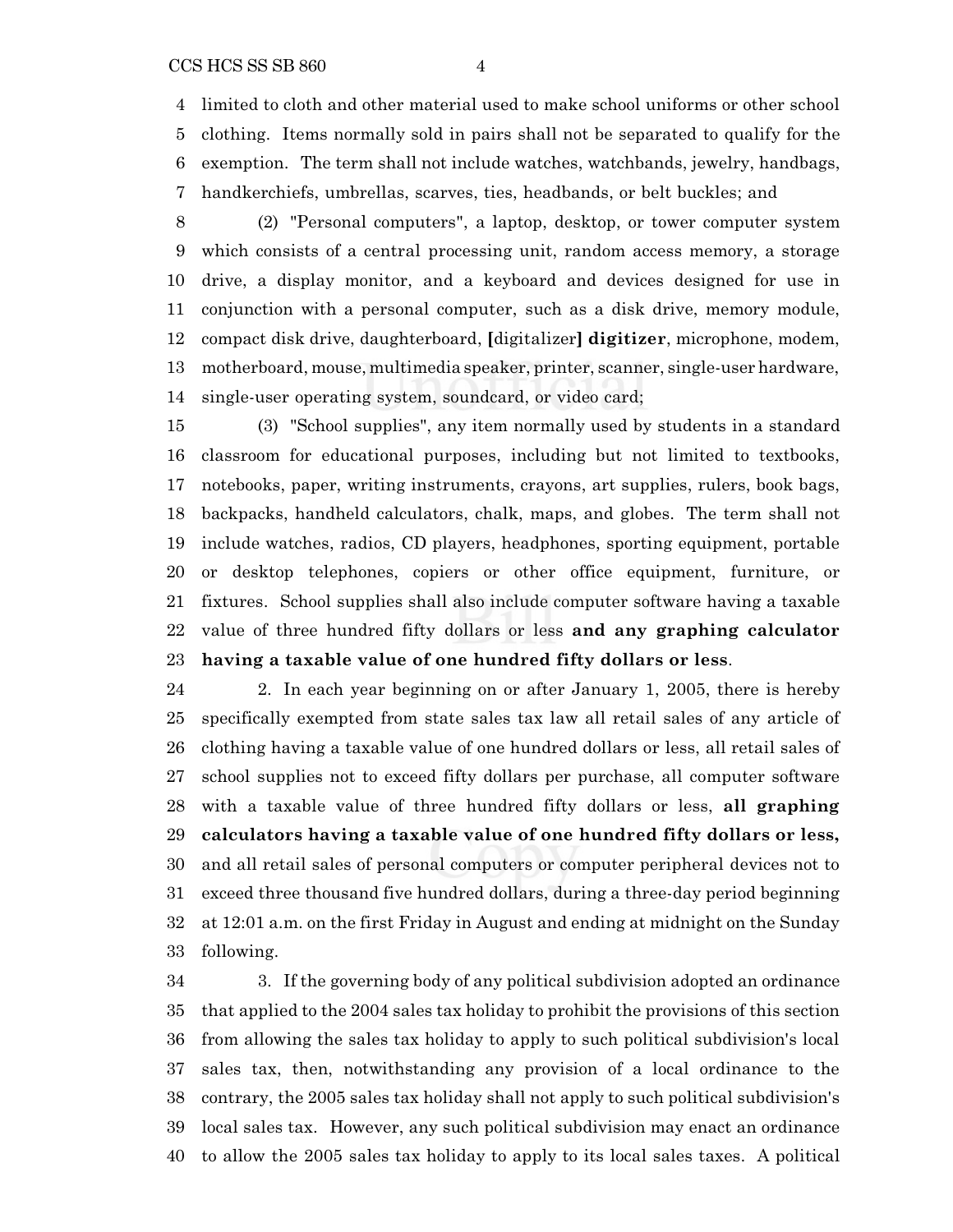limited to cloth and other material used to make school uniforms or other school clothing. Items normally sold in pairs shall not be separated to qualify for the exemption. The term shall not include watches, watchbands, jewelry, handbags, handkerchiefs, umbrellas, scarves, ties, headbands, or belt buckles; and

(2) "Personal computers", a laptop, desktop, or tower computer system which consists of a central processing unit, random access memory, a storage drive, a display monitor, and a keyboard and devices designed for use in conjunction with a personal computer, such as a disk drive, memory module, compact disk drive, daughterboard, [digitalizer] **digitizer**, microphone, modem, motherboard, mouse, multimedia speaker, printer, scanner, single-user hardware, single-user operating system, soundcard, or video card;

(3) "School supplies", any item normally used by students in a standard classroom for educational purposes, including but not limited to textbooks, notebooks, paper, writing instruments, crayons, art supplies, rulers, book bags, backpacks, handheld calculators, chalk, maps, and globes. The term shall not include watches, radios, CD players, headphones, sporting equipment, portable or desktop telephones, copiers or other office equipment, furniture, or fixtures. School supplies shall also include computer software having a taxable value of three hundred fifty dollars or less **and any graphing calculator having a taxable value of one hundred fifty dollars or less**.

2. In each year beginning on or after January 1, 2005, there is hereby specifically exempted from state sales tax law all retail sales of any article of clothing having a taxable value of one hundred dollars or less, all retail sales of school supplies not to exceed fifty dollars per purchase, all computer software with a taxable value of three hundred fifty dollars or less, **all graphing calculators having a taxable value of one hundred fifty dollars or less,** and all retail sales of personal computers or computer peripheral devices not to exceed three thousand five hundred dollars, during a three-day period beginning at 12:01 a.m. on the first Friday in August and ending at midnight on the Sunday following.

3. If the governing body of any political subdivision adopted an ordinance that applied to the 2004 sales tax holiday to prohibit the provisions of this section from allowing the sales tax holiday to apply to such political subdivision's local sales tax, then, notwithstanding any provision of a local ordinance to the contrary, the 2005 sales tax holiday shall not apply to such political subdivision's local sales tax. However, any such political subdivision may enact an ordinance to allow the 2005 sales tax holiday to apply to its local sales taxes. A political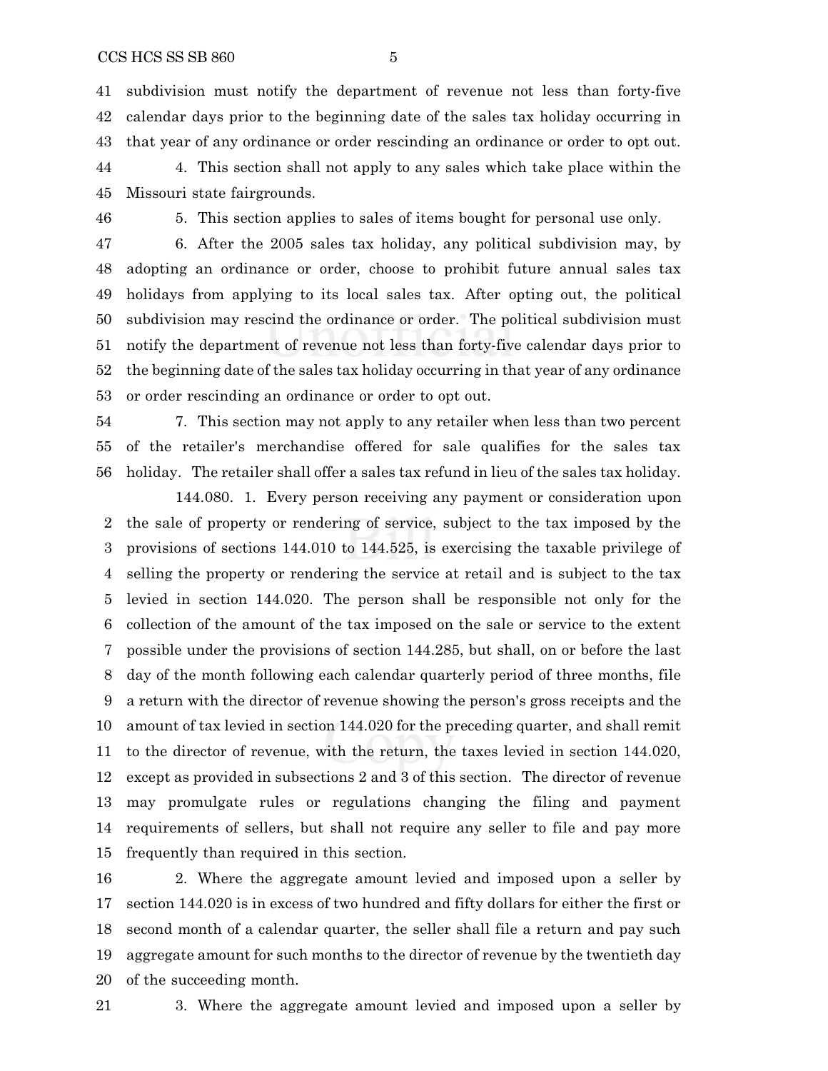subdivision must notify the department of revenue not less than forty-five calendar days prior to the beginning date of the sales tax holiday occurring in that year of any ordinance or order rescinding an ordinance or order to opt out.

4. This section shall not apply to any sales which take place within the Missouri state fairgrounds.

5. This section applies to sales of items bought for personal use only.

6. After the 2005 sales tax holiday, any political subdivision may, by adopting an ordinance or order, choose to prohibit future annual sales tax holidays from applying to its local sales tax. After opting out, the political subdivision may rescind the ordinance or order. The political subdivision must notify the department of revenue not less than forty-five calendar days prior to the beginning date of the sales tax holiday occurring in that year of any ordinance or order rescinding an ordinance or order to opt out.

7. This section may not apply to any retailer when less than two percent of the retailer's merchandise offered for sale qualifies for the sales tax holiday. The retailer shall offer a sales tax refund in lieu of the sales tax holiday.

144.080. 1. Every person receiving any payment or consideration upon the sale of property or rendering of service, subject to the tax imposed by the provisions of sections 144.010 to 144.525, is exercising the taxable privilege of selling the property or rendering the service at retail and is subject to the tax levied in section 144.020. The person shall be responsible not only for the collection of the amount of the tax imposed on the sale or service to the extent possible under the provisions of section 144.285, but shall, on or before the last day of the month following each calendar quarterly period of three months, file a return with the director of revenue showing the person's gross receipts and the amount of tax levied in section 144.020 for the preceding quarter, and shall remit to the director of revenue, with the return, the taxes levied in section 144.020, except as provided in subsections 2 and 3 of this section. The director of revenue may promulgate rules or regulations changing the filing and payment requirements of sellers, but shall not require any seller to file and pay more frequently than required in this section.

2. Where the aggregate amount levied and imposed upon a seller by section 144.020 is in excess of two hundred and fifty dollars for either the first or second month of a calendar quarter, the seller shall file a return and pay such aggregate amount for such months to the director of revenue by the twentieth day of the succeeding month.

3. Where the aggregate amount levied and imposed upon a seller by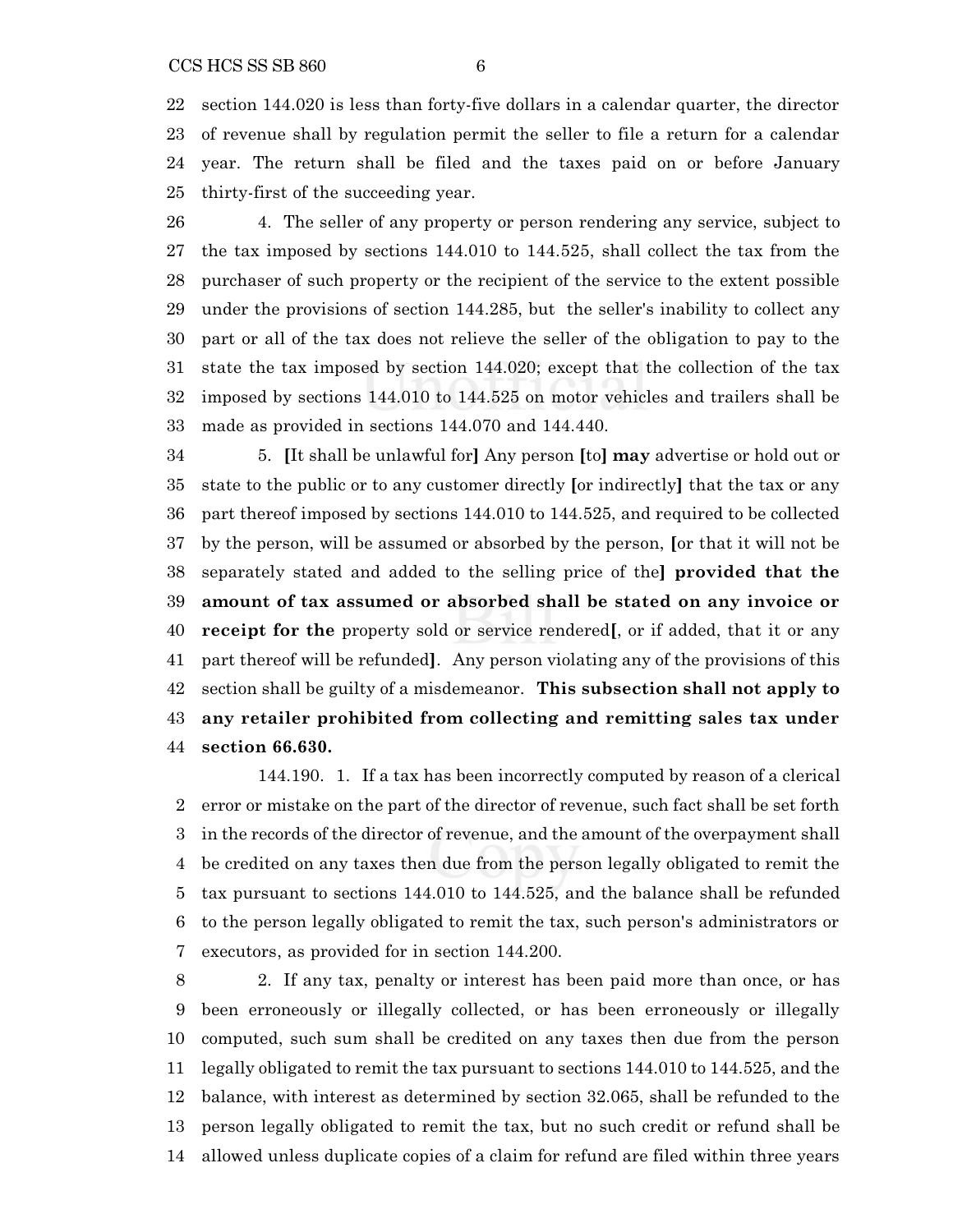section 144.020 is less than forty-five dollars in a calendar quarter, the director of revenue shall by regulation permit the seller to file a return for a calendar year. The return shall be filed and the taxes paid on or before January thirty-first of the succeeding year.

4. The seller of any property or person rendering any service, subject to the tax imposed by sections 144.010 to 144.525, shall collect the tax from the purchaser of such property or the recipient of the service to the extent possible under the provisions of section 144.285, but the seller's inability to collect any part or all of the tax does not relieve the seller of the obligation to pay to the state the tax imposed by section 144.020; except that the collection of the tax imposed by sections 144.010 to 144.525 on motor vehicles and trailers shall be made as provided in sections 144.070 and 144.440.

5. **[**It shall be unlawful for**]** Any person **[**to**] may** advertise or hold out or state to the public or to any customer directly **[**or indirectly**]** that the tax or any part thereof imposed by sections 144.010 to 144.525, and required to be collected by the person, will be assumed or absorbed by the person, **[**or that it will not be separately stated and added to the selling price of the**] provided that the amount of tax assumed or absorbed shall be stated on any invoice or receipt for the** property sold or service rendered**[**, or if added, that it or any part thereof will be refunded**]**. Any person violating any of the provisions of this section shall be guilty of a misdemeanor. **This subsection shall not apply to any retailer prohibited from collecting and remitting sales tax under section 66.630.**

144.190. 1. If a tax has been incorrectly computed by reason of a clerical error or mistake on the part of the director of revenue, such fact shall be set forth in the records of the director of revenue, and the amount of the overpayment shall be credited on any taxes then due from the person legally obligated to remit the tax pursuant to sections 144.010 to 144.525, and the balance shall be refunded to the person legally obligated to remit the tax, such person's administrators or executors, as provided for in section 144.200.

2. If any tax, penalty or interest has been paid more than once, or has been erroneously or illegally collected, or has been erroneously or illegally computed, such sum shall be credited on any taxes then due from the person legally obligated to remit the tax pursuant to sections 144.010 to 144.525, and the balance, with interest as determined by section 32.065, shall be refunded to the person legally obligated to remit the tax, but no such credit or refund shall be allowed unless duplicate copies of a claim for refund are filed within three years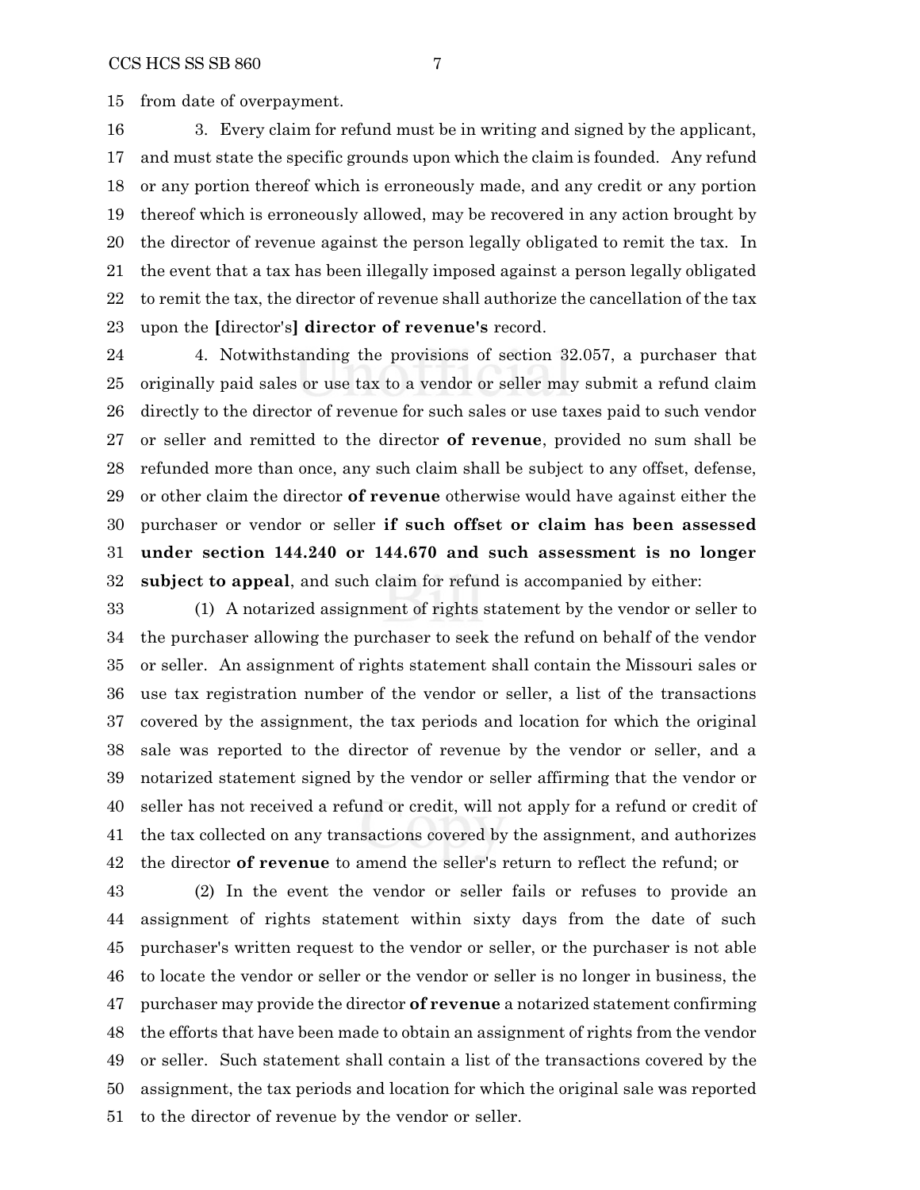from date of overpayment.

3. Every claim for refund must be in writing and signed by the applicant, and must state the specific grounds upon which the claim is founded. Any refund or any portion thereof which is erroneously made, and any credit or any portion thereof which is erroneously allowed, may be recovered in any action brought by the director of revenue against the person legally obligated to remit the tax. In the event that a tax has been illegally imposed against a person legally obligated to remit the tax, the director of revenue shall authorize the cancellation of the tax upon the **[**director's**] director of revenue's** record.

4. Notwithstanding the provisions of section 32.057, a purchaser that originally paid sales or use tax to a vendor or seller may submit a refund claim directly to the director of revenue for such sales or use taxes paid to such vendor or seller and remitted to the director **of revenue**, provided no sum shall be refunded more than once, any such claim shall be subject to any offset, defense, or other claim the director **of revenue** otherwise would have against either the purchaser or vendor or seller **if such offset or claim has been assessed under section 144.240 or 144.670 and such assessment is no longer subject to appeal**, and such claim for refund is accompanied by either:

(1) A notarized assignment of rights statement by the vendor or seller to the purchaser allowing the purchaser to seek the refund on behalf of the vendor or seller. An assignment of rights statement shall contain the Missouri sales or use tax registration number of the vendor or seller, a list of the transactions covered by the assignment, the tax periods and location for which the original sale was reported to the director of revenue by the vendor or seller, and a notarized statement signed by the vendor or seller affirming that the vendor or seller has not received a refund or credit, will not apply for a refund or credit of the tax collected on any transactions covered by the assignment, and authorizes the director **of revenue** to amend the seller's return to reflect the refund; or

(2) In the event the vendor or seller fails or refuses to provide an assignment of rights statement within sixty days from the date of such purchaser's written request to the vendor or seller, or the purchaser is not able to locate the vendor or seller or the vendor or seller is no longer in business, the purchaser may provide the director **of revenue** a notarized statement confirming the efforts that have been made to obtain an assignment of rights from the vendor or seller. Such statement shall contain a list of the transactions covered by the assignment, the tax periods and location for which the original sale was reported to the director of revenue by the vendor or seller.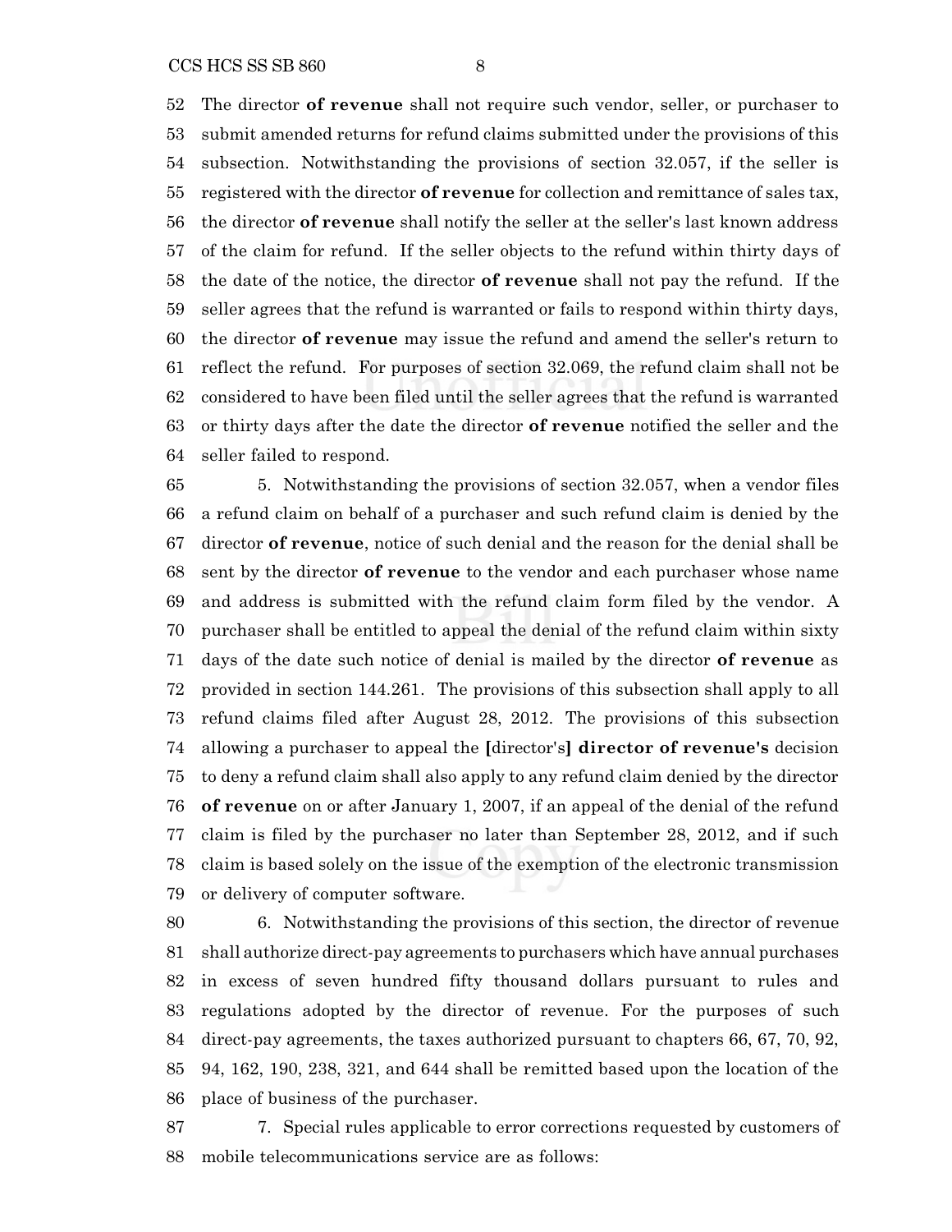The director **of revenue** shall not require such vendor, seller, or purchaser to submit amended returns for refund claims submitted under the provisions of this subsection. Notwithstanding the provisions of section 32.057, if the seller is registered with the director **of revenue** for collection and remittance of sales tax, the director **of revenue** shall notify the seller at the seller's last known address of the claim for refund. If the seller objects to the refund within thirty days of the date of the notice, the director **of revenue** shall not pay the refund. If the seller agrees that the refund is warranted or fails to respond within thirty days, the director **of revenue** may issue the refund and amend the seller's return to reflect the refund. For purposes of section 32.069, the refund claim shall not be considered to have been filed until the seller agrees that the refund is warranted or thirty days after the date the director **of revenue** notified the seller and the seller failed to respond.

5. Notwithstanding the provisions of section 32.057, when a vendor files a refund claim on behalf of a purchaser and such refund claim is denied by the director **of revenue**, notice of such denial and the reason for the denial shall be sent by the director **of revenue** to the vendor and each purchaser whose name and address is submitted with the refund claim form filed by the vendor. A purchaser shall be entitled to appeal the denial of the refund claim within sixty days of the date such notice of denial is mailed by the director **of revenue** as provided in section 144.261. The provisions of this subsection shall apply to all refund claims filed after August 28, 2012. The provisions of this subsection allowing a purchaser to appeal the **[**director's**] director of revenue's** decision to deny a refund claim shall also apply to any refund claim denied by the director **of revenue** on or after January 1, 2007, if an appeal of the denial of the refund claim is filed by the purchaser no later than September 28, 2012, and if such claim is based solely on the issue of the exemption of the electronic transmission or delivery of computer software.

6. Notwithstanding the provisions of this section, the director of revenue shall authorize direct-pay agreements to purchasers which have annual purchases in excess of seven hundred fifty thousand dollars pursuant to rules and regulations adopted by the director of revenue. For the purposes of such direct-pay agreements, the taxes authorized pursuant to chapters 66, 67, 70, 92, 94, 162, 190, 238, 321, and 644 shall be remitted based upon the location of the place of business of the purchaser.

7. Special rules applicable to error corrections requested by customers of mobile telecommunications service are as follows: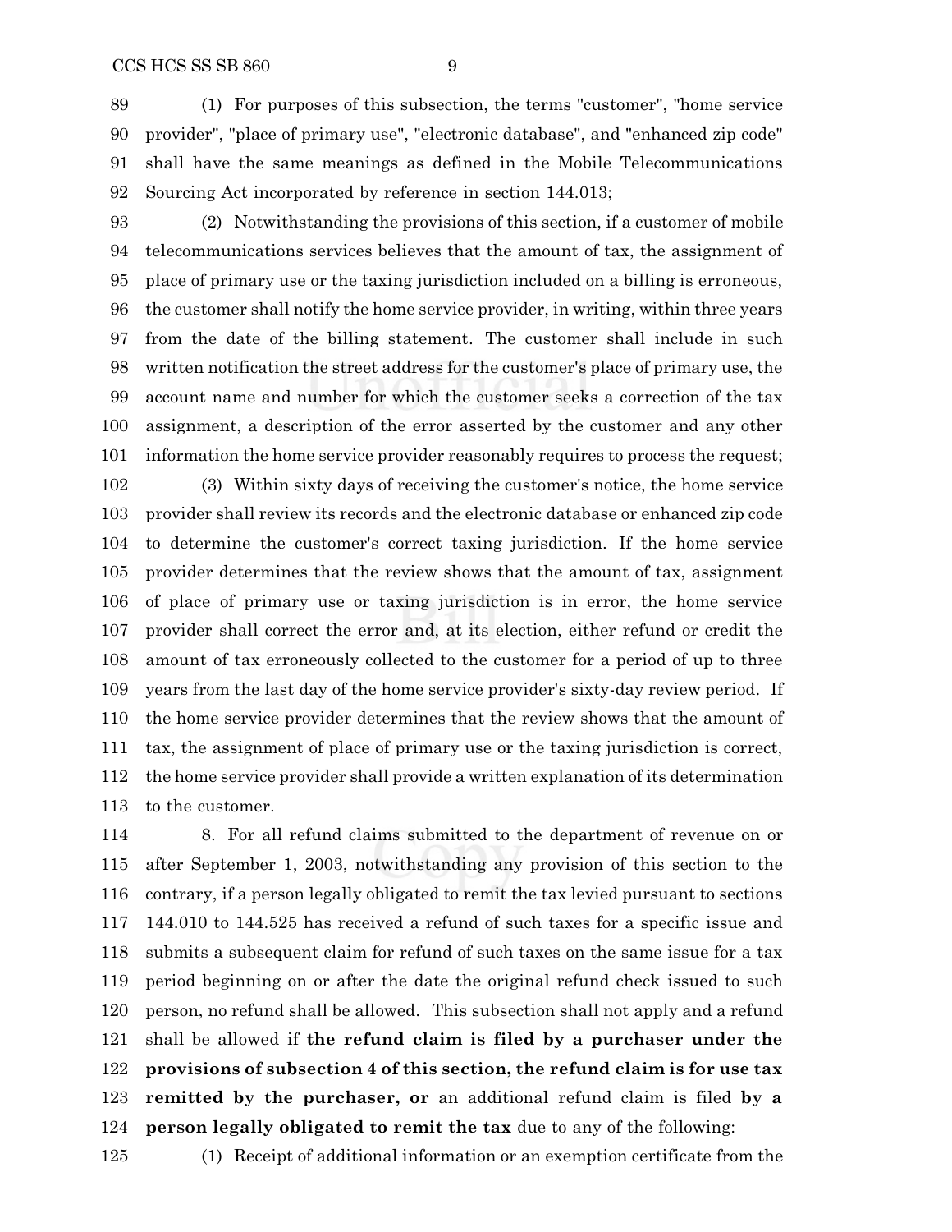(1) For purposes of this subsection, the terms "customer", "home service provider", "place of primary use", "electronic database", and "enhanced zip code" shall have the same meanings as defined in the Mobile Telecommunications Sourcing Act incorporated by reference in section 144.013;

(2) Notwithstanding the provisions of this section, if a customer of mobile telecommunications services believes that the amount of tax, the assignment of place of primary use or the taxing jurisdiction included on a billing is erroneous, the customer shall notify the home service provider, in writing, within three years from the date of the billing statement. The customer shall include in such written notification the street address for the customer's place of primary use, the account name and number for which the customer seeks a correction of the tax assignment, a description of the error asserted by the customer and any other information the home service provider reasonably requires to process the request;

(3) Within sixty days of receiving the customer's notice, the home service provider shall review its records and the electronic database or enhanced zip code to determine the customer's correct taxing jurisdiction. If the home service provider determines that the review shows that the amount of tax, assignment of place of primary use or taxing jurisdiction is in error, the home service provider shall correct the error and, at its election, either refund or credit the amount of tax erroneously collected to the customer for a period of up to three years from the last day of the home service provider's sixty-day review period. If the home service provider determines that the review shows that the amount of tax, the assignment of place of primary use or the taxing jurisdiction is correct, the home service provider shall provide a written explanation of its determination to the customer.

8. For all refund claims submitted to the department of revenue on or after September 1, 2003, notwithstanding any provision of this section to the contrary, if a person legally obligated to remit the tax levied pursuant to sections 144.010 to 144.525 has received a refund of such taxes for a specific issue and submits a subsequent claim for refund of such taxes on the same issue for a tax period beginning on or after the date the original refund check issued to such person, no refund shall be allowed. This subsection shall not apply and a refund shall be allowed if **the refund claim is filed by a purchaser under the provisions of subsection 4 of this section, the refund claim is for use tax remitted by the purchaser, or** an additional refund claim is filed **by a person legally obligated to remit the tax** due to any of the following:

(1) Receipt of additional information or an exemption certificate from the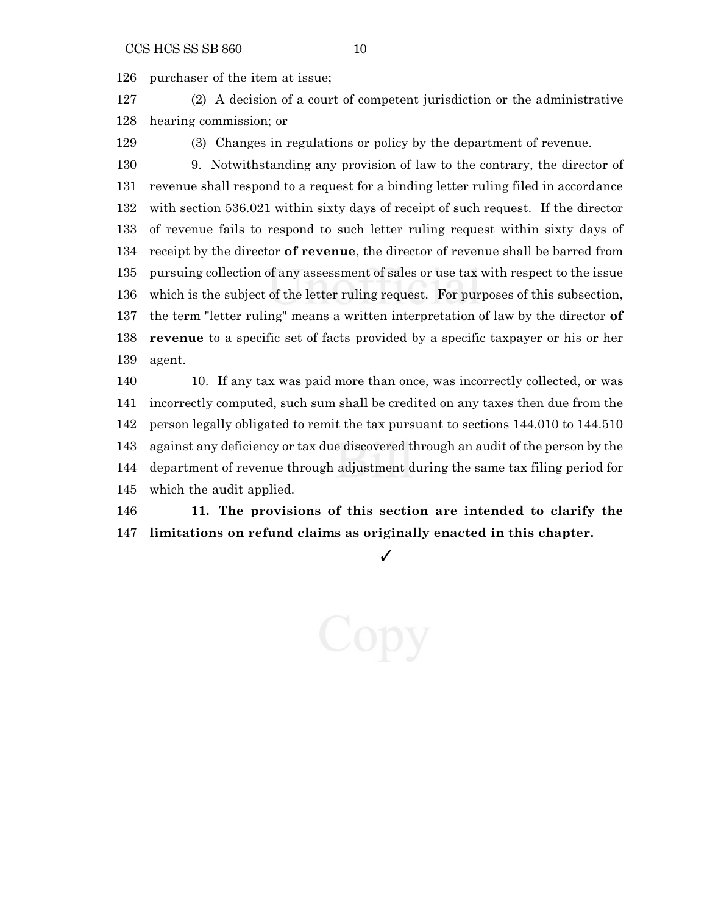purchaser of the item at issue;

(2) A decision of a court of competent jurisdiction or the administrative hearing commission; or

(3) Changes in regulations or policy by the department of revenue.

9. Notwithstanding any provision of law to the contrary, the director of revenue shall respond to a request for a binding letter ruling filed in accordance with section 536.021 within sixty days of receipt of such request. If the director of revenue fails to respond to such letter ruling request within sixty days of receipt by the director **of revenue**, the director of revenue shall be barred from pursuing collection of any assessment of sales or use tax with respect to the issue which is the subject of the letter ruling request. For purposes of this subsection, the term "letter ruling" means a written interpretation of law by the director **of revenue** to a specific set of facts provided by a specific taxpayer or his or her agent.

10. If any tax was paid more than once, was incorrectly collected, or was incorrectly computed, such sum shall be credited on any taxes then due from the person legally obligated to remit the tax pursuant to sections 144.010 to 144.510 against any deficiency or tax due discovered through an audit of the person by the department of revenue through adjustment during the same tax filing period for which the audit applied.

**11. The provisions of this section are intended to clarify the limitations on refund claims as originally enacted in this chapter.**

✓